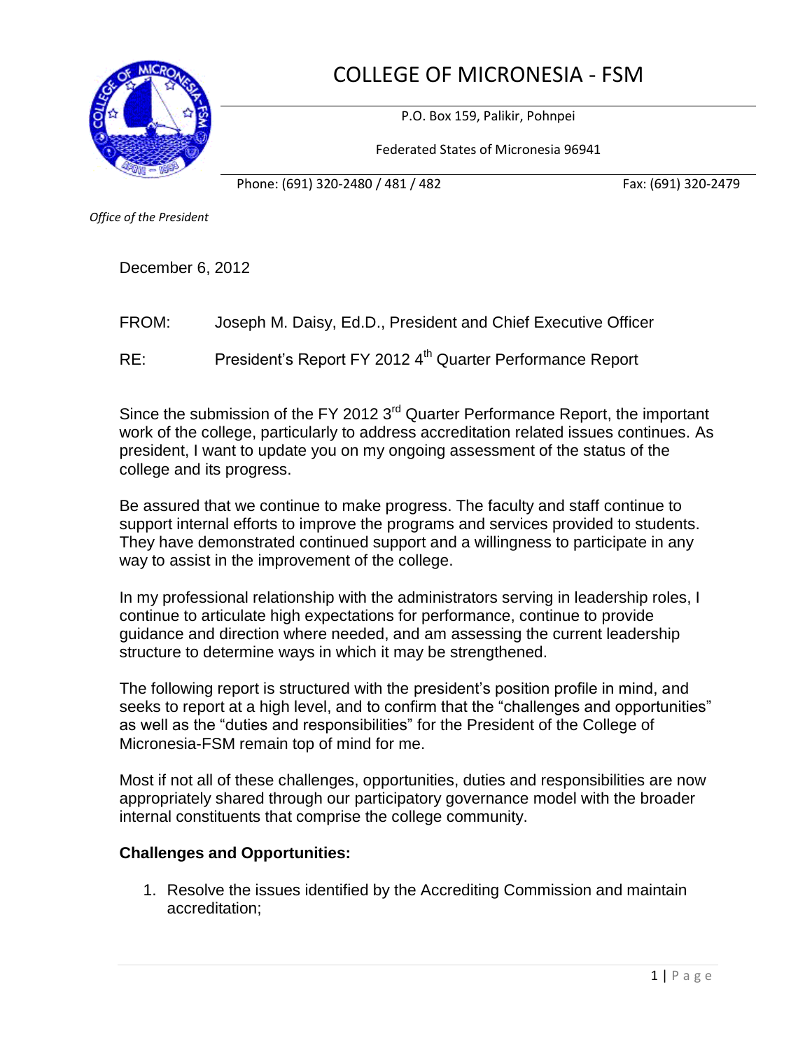# COLLEGE OF MICRONESIA - FSM

P.O. Box 159, Palikir, Pohnpei

Federated States of Micronesia 96941

Phone: (691) 320-2480 / 481 / 482 Fax: (691) 320-2479

*Office of the President*

December 6, 2012

FROM: Joseph M. Daisy, Ed.D., President and Chief Executive Officer

RE: President's Report FY 2012 4th Quarter Performance Report

Since the submission of the FY 2012 3rd Quarter Performance Report, the important work of the college, particularly to address accreditation related issues continues. As president, I want to update you on my ongoing assessment of the status of the college and its progress.

Be assured that we continue to make progress. The faculty and staff continue to support internal efforts to improve the programs and services provided to students. They have demonstrated continued support and a willingness to participate in any way to assist in the improvement of the college.

In my professional relationship with the administrators serving in leadership roles, I continue to articulate high expectations for performance, continue to provide guidance and direction where needed, and am assessing the current leadership structure to determine ways in which it may be strengthened.

The following report is structured with the president's position profile in mind, and seeks to report at a high level, and to confirm that the "challenges and opportunities" as well as the "duties and responsibilities" for the President of the College of Micronesia-FSM remain top of mind for me.

Most if not all of these challenges, opportunities, duties and responsibilities are now appropriately shared through our participatory governance model with the broader internal constituents that comprise the college community.

**Challenges and Opportunities:**

1. Resolve the issues identified by the Accrediting Commission and maintain accreditation;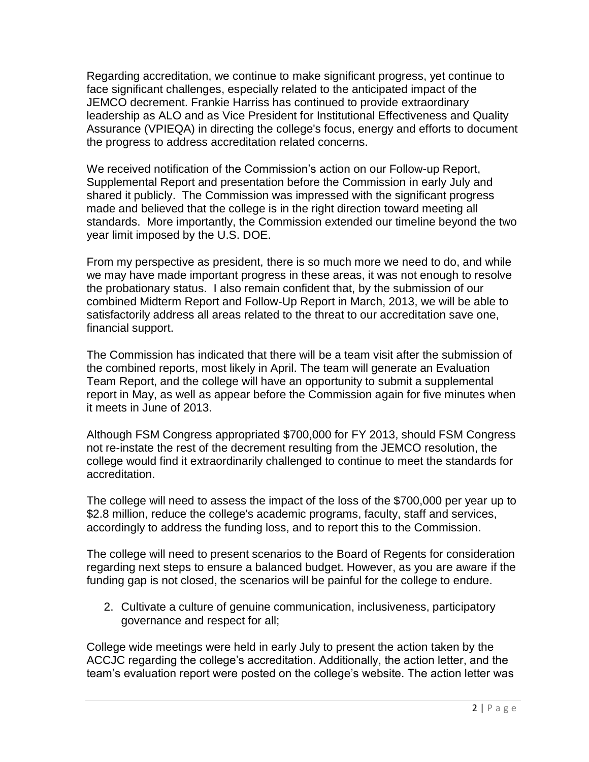Regarding accreditation, we continue to make significant progress, yet continue to face significant challenges, especially related to the anticipated impact of the JEMCO decrement. Frankie Harriss has continued to provide extraordinary leadership as ALO and as Vice President for Institutional Effectiveness and Quality Assurance (VPIEQA) in directing the college's focus, energy and efforts to document the progress to address accreditation related concerns.

We received notification of the Commission's action on our Follow-up Report, Supplemental Report and presentation before the Commission in early July and shared it publicly. The Commission was impressed with the significant progress made and believed that the college is in the right direction toward meeting all standards. More importantly, the Commission extended our timeline beyond the two year limit imposed by the U.S. DOE.

From my perspective as president, there is so much more we need to do, and while we may have made important progress in these areas, it was not enough to resolve the probationary status. I also remain confident that, by the submission of our combined Midterm Report and Follow-Up Report in March, 2013, we will be able to satisfactorily address all areas related to the threat to our accreditation save one, financial support.

The Commission has indicated that there will be a team visit after the submission of the combined reports, most likely in April. The team will generate an Evaluation Team Report, and the college will have an opportunity to submit a supplemental report in May, as well as appear before the Commission again for five minutes when it meets in June of 2013.

Although FSM Congress appropriated $700,000 for FY 2013, should FSM Congress not re-instate the rest of the decrement resulting from the JEMCO resolution, the college would find it extraordinarily challenged to continue to meet the standards for accreditation.

The college will need to assess the impact of the loss of the $700,000 per year up to $2.8 million, reduce the college's academic programs, faculty, staff and services, accordingly to address the funding loss, and to report this to the Commission.

The college will need to present scenarios to the Board of Regents for consideration regarding next steps to ensure a balanced budget. However, as you are aware if the funding gap is not closed, the scenarios will be painful for the college to endure.

2. Cultivate a culture of genuine communication, inclusiveness, participatory governance and respect for all;

College wide meetings were held in early July to present the action taken by the ACCJC regarding the college's accreditation. Additionally, the action letter, and the team's evaluation report were posted on the college's website. The action letter was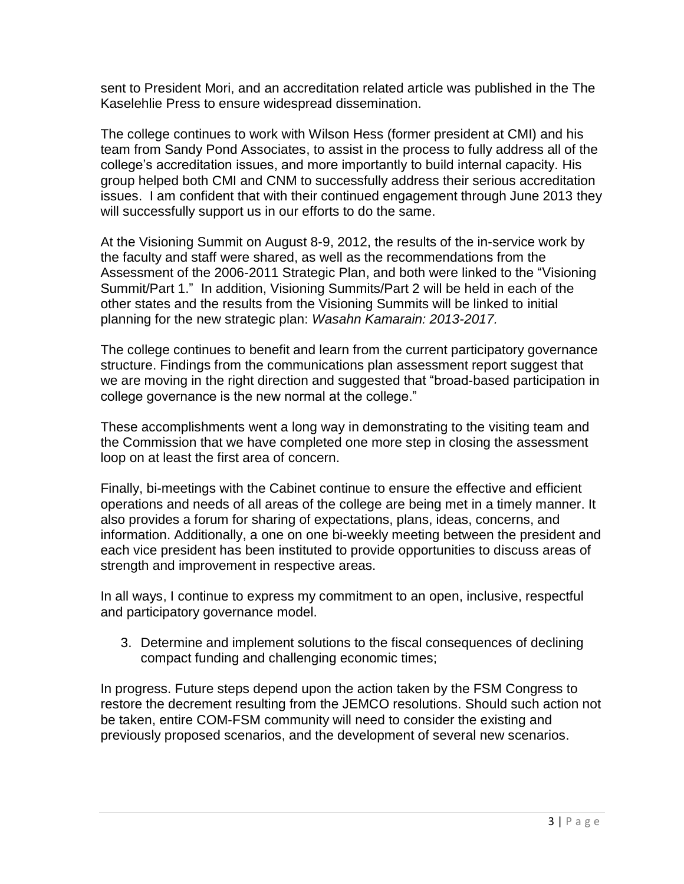sent to President Mori, and an accreditation related article was published in the The Kaselehlie Press to ensure widespread dissemination.

The college continues to work with Wilson Hess (former president at CMI) and his team from Sandy Pond Associates, to assist in the process to fully address all of the college's accreditation issues, and more importantly to build internal capacity. His group helped both CMI and CNM to successfully address their serious accreditation issues. I am confident that with their continued engagement through June 2013 they will successfully support us in our efforts to do the same.

At the Visioning Summit on August 8-9, 2012, the results of the in-service work by the faculty and staff were shared, as well as the recommendations from the Assessment of the 2006-2011 Strategic Plan, and both were linked to the "Visioning Summit/Part 1." In addition, Visioning Summits/Part 2 will be held in each of the other states and the results from the Visioning Summits will be linked to initial planning for the new strategic plan: *Wasahn Kamarain: 2013-2017.*

The college continues to benefit and learn from the current participatory governance structure. Findings from the communications plan assessment report suggest that we are moving in the right direction and suggested that "broad-based participation in college governance is the new normal at the college."

These accomplishments went a long way in demonstrating to the visiting team and the Commission that we have completed one more step in closing the assessment loop on at least the first area of concern.

Finally, bi-meetings with the Cabinet continue to ensure the effective and efficient operations and needs of all areas of the college are being met in a timely manner. It also provides a forum for sharing of expectations, plans, ideas, concerns, and information. Additionally, a one on one bi-weekly meeting between the president and each vice president has been instituted to provide opportunities to discuss areas of strength and improvement in respective areas.

In all ways, I continue to express my commitment to an open, inclusive, respectful and participatory governance model.

3. Determine and implement solutions to the fiscal consequences of declining compact funding and challenging economic times;

In progress. Future steps depend upon the action taken by the FSM Congress to restore the decrement resulting from the JEMCO resolutions. Should such action not be taken, entire COM-FSM community will need to consider the existing and previously proposed scenarios, and the development of several new scenarios.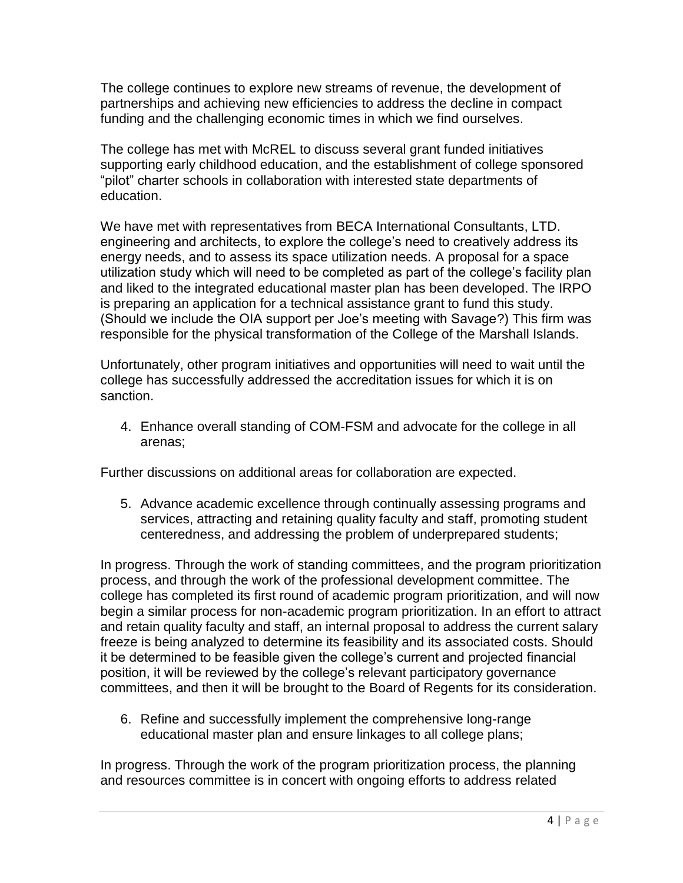The college continues to explore new streams of revenue, the development of partnerships and achieving new efficiencies to address the decline in compact funding and the challenging economic times in which we find ourselves.

The college has met with McREL to discuss several grant funded initiatives supporting early childhood education, and the establishment of college sponsored "pilot" charter schools in collaboration with interested state departments of education.

We have met with representatives from BECA International Consultants, LTD. engineering and architects, to explore the college's need to creatively address its energy needs, and to assess its space utilization needs. A proposal for a space utilization study which will need to be completed as part of the college's facility plan and liked to the integrated educational master plan has been developed. The IRPO is preparing an application for a technical assistance grant to fund this study. (Should we include the OIA support per Joe's meeting with Savage?) This firm was responsible for the physical transformation of the College of the Marshall Islands.

Unfortunately, other program initiatives and opportunities will need to wait until the college has successfully addressed the accreditation issues for which it is on sanction.

4. Enhance overall standing of COM-FSM and advocate for the college in all arenas;

Further discussions on additional areas for collaboration are expected.

5. Advance academic excellence through continually assessing programs and services, attracting and retaining quality faculty and staff, promoting student centeredness, and addressing the problem of underprepared students;

In progress. Through the work of standing committees, and the program prioritization process, and through the work of the professional development committee. The college has completed its first round of academic program prioritization, and will now begin a similar process for non-academic program prioritization. In an effort to attract and retain quality faculty and staff, an internal proposal to address the current salary freeze is being analyzed to determine its feasibility and its associated costs. Should it be determined to be feasible given the college's current and projected financial position, it will be reviewed by the college's relevant participatory governance committees, and then it will be brought to the Board of Regents for its consideration.

6. Refine and successfully implement the comprehensive long-range educational master plan and ensure linkages to all college plans;

In progress. Through the work of the program prioritization process, the planning and resources committee is in concert with ongoing efforts to address related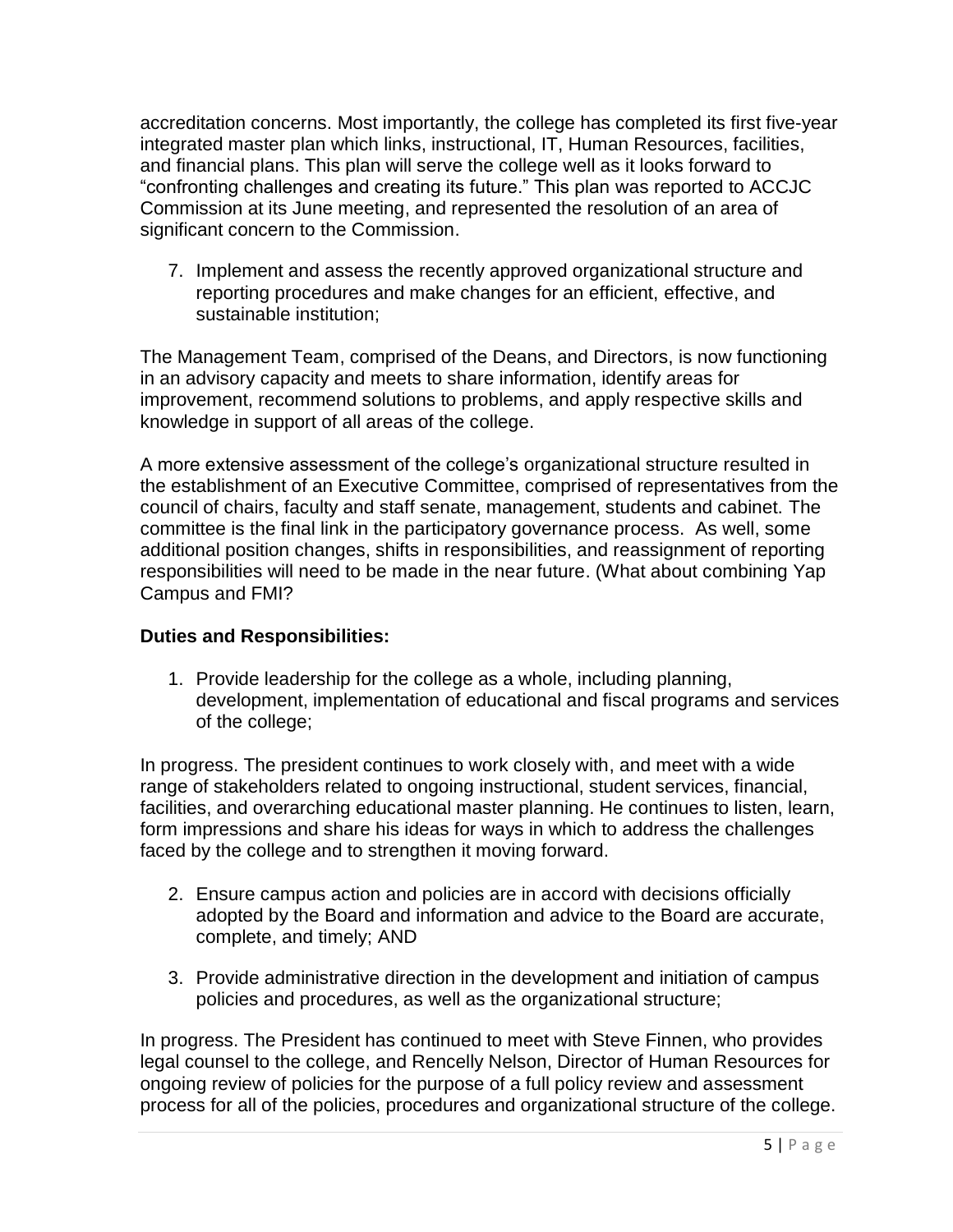accreditation concerns. Most importantly, the college has completed its first five-year integrated master plan which links, instructional, IT, Human Resources, facilities, and financial plans. This plan will serve the college well as it looks forward to "confronting challenges and creating its future." This plan was reported to ACCJC Commission at its June meeting, and represented the resolution of an area of significant concern to the Commission.

7. Implement and assess the recently approved organizational structure and reporting procedures and make changes for an efficient, effective, and sustainable institution;

The Management Team, comprised of the Deans, and Directors, is now functioning in an advisory capacity and meets to share information, identify areas for improvement, recommend solutions to problems, and apply respective skills and knowledge in support of all areas of the college.

A more extensive assessment of the college's organizational structure resulted in the establishment of an Executive Committee, comprised of representatives from the council of chairs, faculty and staff senate, management, students and cabinet. The committee is the final link in the participatory governance process. As well, some additional position changes, shifts in responsibilities, and reassignment of reporting responsibilities will need to be made in the near future. (What about combining Yap Campus and FMI?

**Duties and Responsibilities:**

1. Provide leadership for the college as a whole, including planning, development, implementation of educational and fiscal programs and services of the college;

In progress. The president continues to work closely with, and meet with a wide range of stakeholders related to ongoing instructional, student services, financial, facilities, and overarching educational master planning. He continues to listen, learn, form impressions and share his ideas for ways in which to address the challenges faced by the college and to strengthen it moving forward.

2. Ensure campus action and policies are in accord with decisions officially adopted by the Board and information and advice to the Board are accurate, complete, and timely; AND

3. Provide administrative direction in the development and initiation of campus policies and procedures, as well as the organizational structure;

In progress. The President has continued to meet with Steve Finnen, who provides legal counsel to the college, and Rencelly Nelson, Director of Human Resources for ongoing review of policies for the purpose of a full policy review and assessment process for all of the policies, procedures and organizational structure of the college.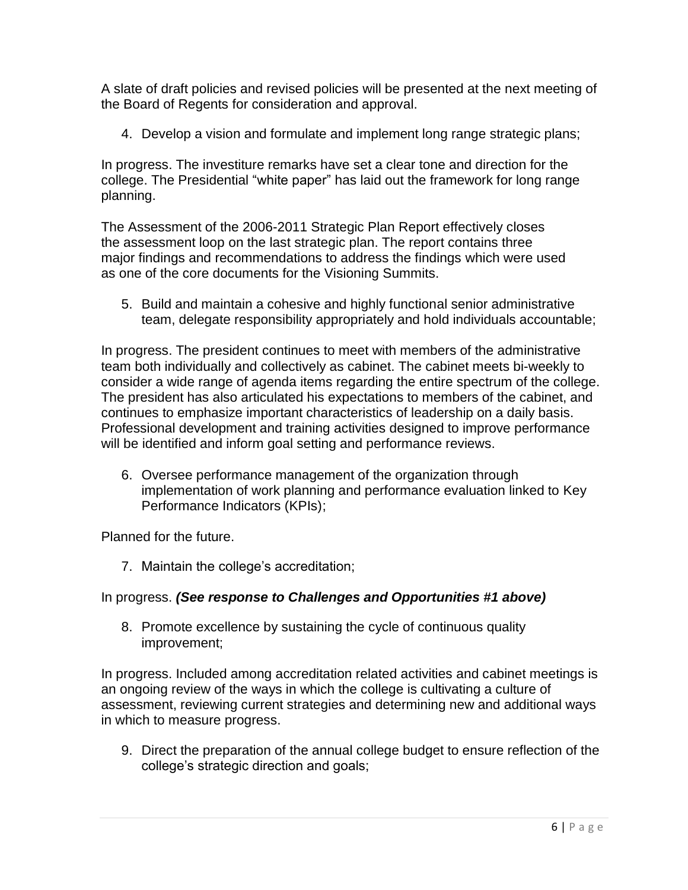A slate of draft policies and revised policies will be presented at the next meeting of the Board of Regents for consideration and approval.

4. Develop a vision and formulate and implement long range strategic plans;

In progress. The investiture remarks have set a clear tone and direction for the college. The Presidential "white paper" has laid out the framework for long range planning.

The Assessment of the 2006-2011 Strategic Plan Report effectively closes the assessment loop on the last strategic plan. The report contains three major findings and recommendations to address the findings which were used as one of the core documents for the Visioning Summits.

5. Build and maintain a cohesive and highly functional senior administrative team, delegate responsibility appropriately and hold individuals accountable;

In progress. The president continues to meet with members of the administrative team both individually and collectively as cabinet. The cabinet meets bi-weekly to consider a wide range of agenda items regarding the entire spectrum of the college. The president has also articulated his expectations to members of the cabinet, and continues to emphasize important characteristics of leadership on a daily basis. Professional development and training activities designed to improve performance will be identified and inform goal setting and performance reviews.

6. Oversee performance management of the organization through implementation of work planning and performance evaluation linked to Key Performance Indicators (KPIs);

Planned for the future.

7. Maintain the college's accreditation;

In progress. ***(See response to Challenges and Opportunities #1 above)***

8. Promote excellence by sustaining the cycle of continuous quality improvement;

In progress. Included among accreditation related activities and cabinet meetings is an ongoing review of the ways in which the college is cultivating a culture of assessment, reviewing current strategies and determining new and additional ways in which to measure progress.

9. Direct the preparation of the annual college budget to ensure reflection of the college's strategic direction and goals;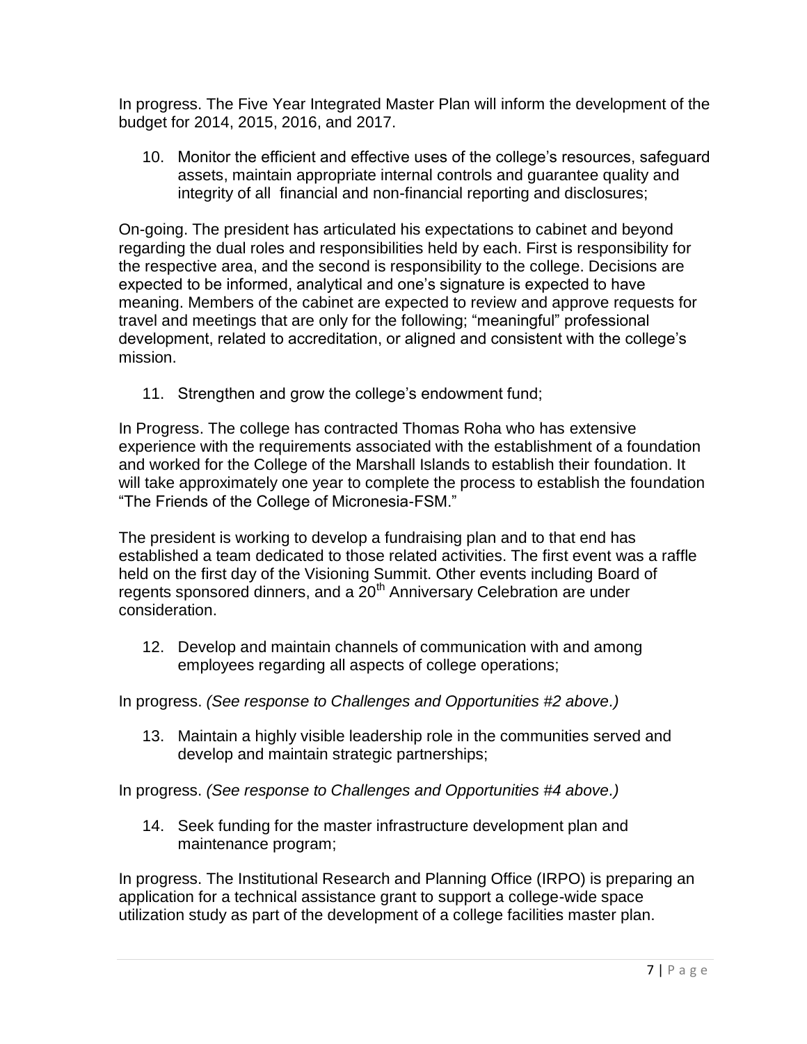In progress. The Five Year Integrated Master Plan will inform the development of the budget for 2014, 2015, 2016, and 2017.

10. Monitor the efficient and effective uses of the college's resources, safeguard assets, maintain appropriate internal controls and guarantee quality and integrity of all financial and non-financial reporting and disclosures;

On-going. The president has articulated his expectations to cabinet and beyond regarding the dual roles and responsibilities held by each. First is responsibility for the respective area, and the second is responsibility to the college. Decisions are expected to be informed, analytical and one's signature is expected to have meaning. Members of the cabinet are expected to review and approve requests for travel and meetings that are only for the following; "meaningful" professional development, related to accreditation, or aligned and consistent with the college's mission.

11. Strengthen and grow the college's endowment fund;

In Progress. The college has contracted Thomas Roha who has extensive experience with the requirements associated with the establishment of a foundation and worked for the College of the Marshall Islands to establish their foundation. It will take approximately one year to complete the process to establish the foundation "The Friends of the College of Micronesia-FSM."

The president is working to develop a fundraising plan and to that end has established a team dedicated to those related activities. The first event was a raffle held on the first day of the Visioning Summit. Other events including Board of regents sponsored dinners, and a 20th Anniversary Celebration are under consideration.

12. Develop and maintain channels of communication with and among employees regarding all aspects of college operations;

In progress. *(See response to Challenges and Opportunities #2 above.)*

13. Maintain a highly visible leadership role in the communities served and develop and maintain strategic partnerships;

In progress. *(See response to Challenges and Opportunities #4 above.)*

14. Seek funding for the master infrastructure development plan and maintenance program;

In progress. The Institutional Research and Planning Office (IRPO) is preparing an application for a technical assistance grant to support a college-wide space utilization study as part of the development of a college facilities master plan.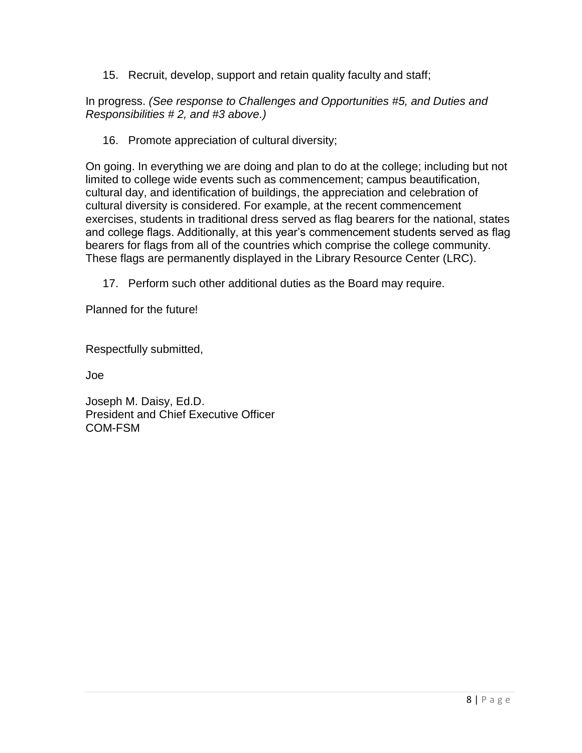15. Recruit, develop, support and retain quality faculty and staff;

In progress. *(See response to Challenges and Opportunities #5, and Duties and Responsibilities # 2, and #3 above.)*

16. Promote appreciation of cultural diversity;

On going. In everything we are doing and plan to do at the college; including but not limited to college wide events such as commencement; campus beautification, cultural day, and identification of buildings, the appreciation and celebration of cultural diversity is considered. For example, at the recent commencement exercises, students in traditional dress served as flag bearers for the national, states and college flags. Additionally, at this year's commencement students served as flag bearers for flags from all of the countries which comprise the college community. These flags are permanently displayed in the Library Resource Center (LRC).

17. Perform such other additional duties as the Board may require.

Planned for the future!

Respectfully submitted,

Joe

Joseph M. Daisy, Ed.D.
President and Chief Executive Officer
COM-FSM